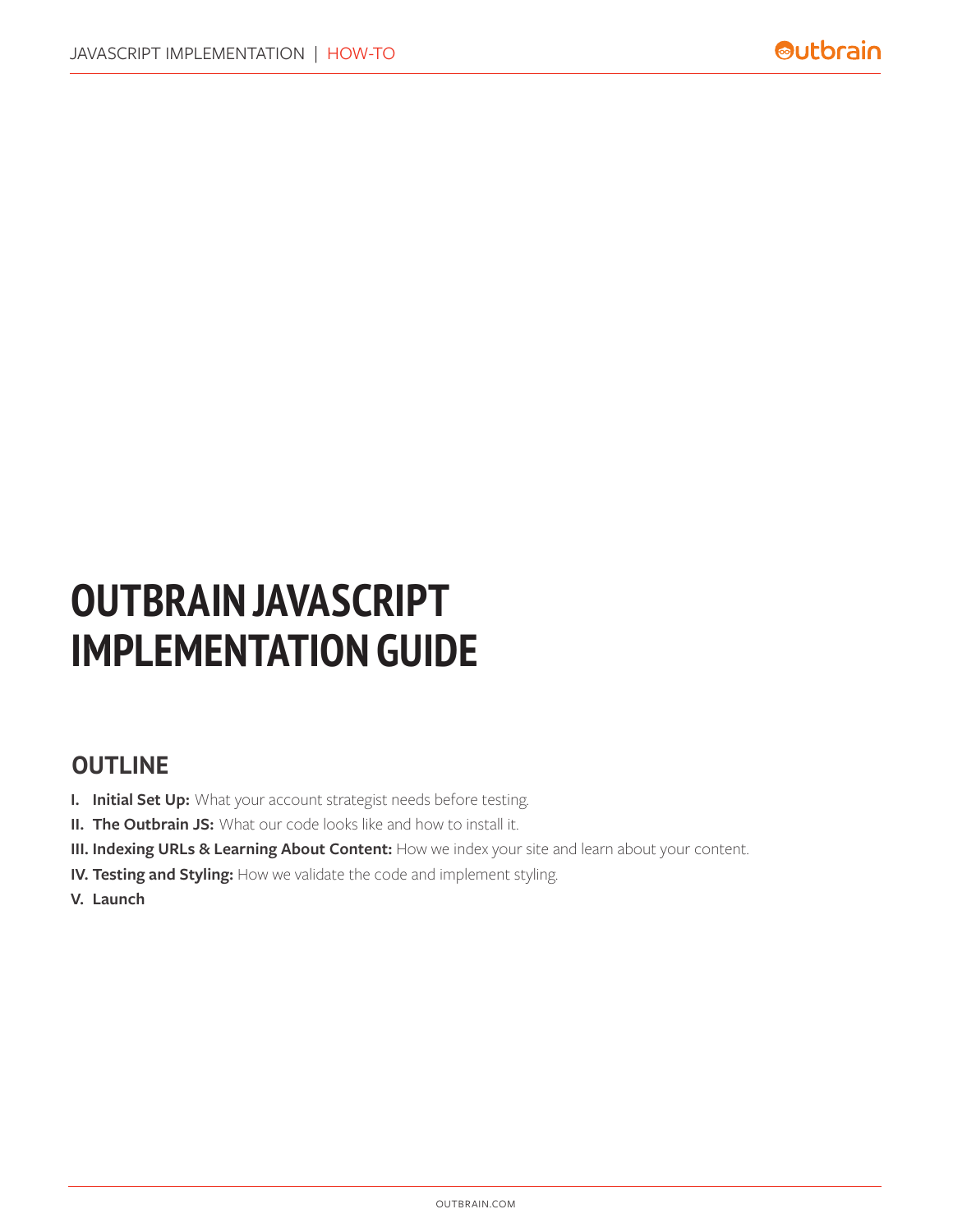# OUTBRAIN JAVASCRIPT IMPLEMENTATION GUIDE

## OUTLINE

I. **Initial Set Up:** What your account strategist needs before testing.

II. **The Outbrain JS:** What our code looks like and how to install it.

III. **Indexing URLs & Learning About Content:** How we index your site and learn about your content.

IV. **Testing and Styling:** How we validate the code and implement styling.

V. **Launch**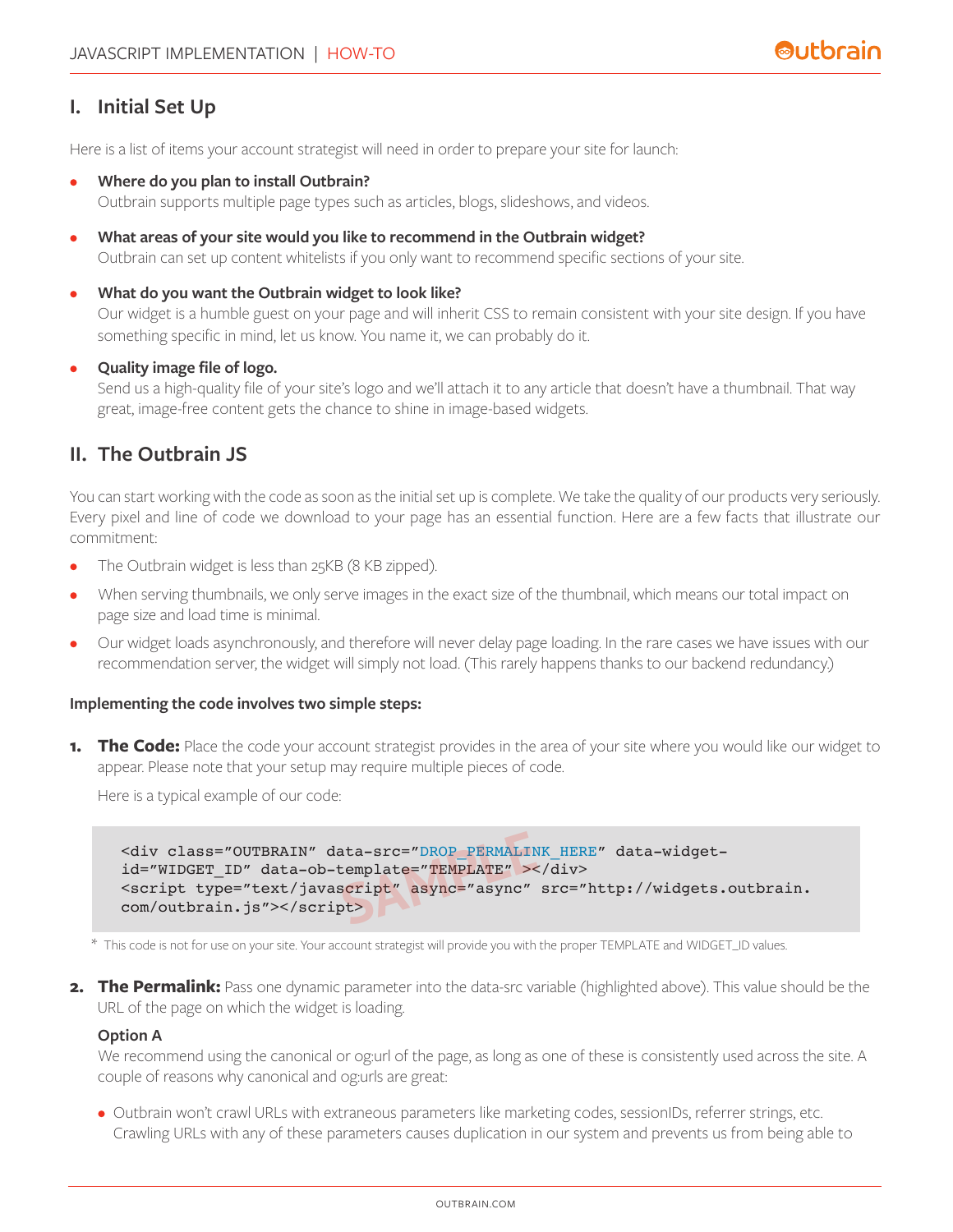## I. Initial Set Up

Here is a list of items your account strategist will need in order to prepare your site for launch:

- **Where do you plan to install Outbrain?**
  Outbrain supports multiple page types such as articles, blogs, slideshows, and videos.
- **What areas of your site would you like to recommend in the Outbrain widget?**
  Outbrain can set up content whitelists if you only want to recommend specific sections of your site.
- **What do you want the Outbrain widget to look like?**
  Our widget is a humble guest on your page and will inherit CSS to remain consistent with your site design. If you have something specific in mind, let us know. You name it, we can probably do it.
- **Quality image file of logo.**
  Send us a high-quality file of your site's logo and we'll attach it to any article that doesn't have a thumbnail. That way great, image-free content gets the chance to shine in image-based widgets.

## II. The Outbrain JS

You can start working with the code as soon as the initial set up is complete. We take the quality of our products very seriously. Every pixel and line of code we download to your page has an essential function. Here are a few facts that illustrate our commitment:

- The Outbrain widget is less than 25KB (8 KB zipped).
- When serving thumbnails, we only serve images in the exact size of the thumbnail, which means our total impact on page size and load time is minimal.
- Our widget loads asynchronously, and therefore will never delay page loading. In the rare cases we have issues with our recommendation server, the widget will simply not load. (This rarely happens thanks to our backend redundancy.)

**Implementing the code involves two simple steps:**

1. **The Code:** Place the code your account strategist provides in the area of your site where you would like our widget to appear. Please note that your setup may require multiple pieces of code.

   Here is a typical example of our code:

```
<div class="OUTBRAIN" data-src="DROP_PERMALINK_HERE" data-widget-
id="WIDGET_ID" data-ob-template="TEMPLATE" ></div>
<script type="text/javascript" async="async" src="http://widgets.outbrain.
com/outbrain.js"></script>
```

\* This code is not for use on your site. Your account strategist will provide you with the proper TEMPLATE and WIDGET_ID values.

2. **The Permalink:** Pass one dynamic parameter into the data-src variable (highlighted above). This value should be the URL of the page on which the widget is loading.

   **Option A**

   We recommend using the canonical or og:url of the page, as long as one of these is consistently used across the site. A couple of reasons why canonical and og:urls are great:

   - Outbrain won't crawl URLs with extraneous parameters like marketing codes, sessionIDs, referrer strings, etc. Crawling URLs with any of these parameters causes duplication in our system and prevents us from being able to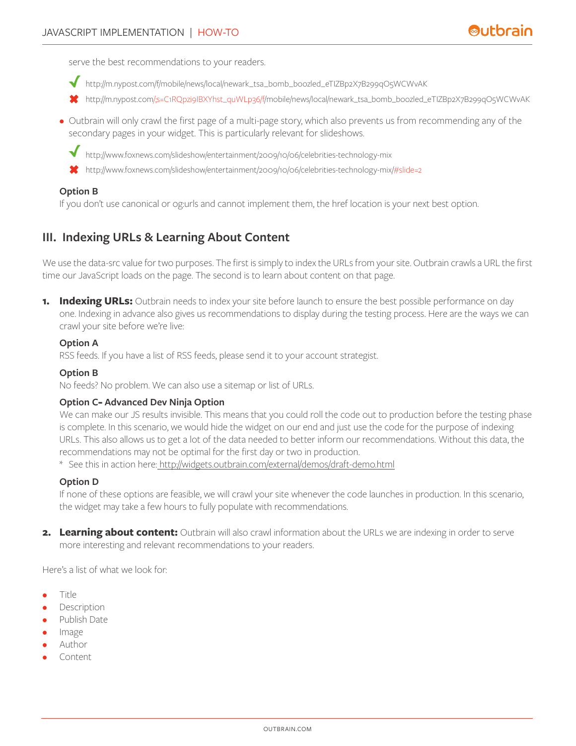serve the best recommendations to your readers.

✔ http://m.nypost.com/f/mobile/news/local/newark_tsa_bomb_boozled_eTlZBp2X7B299qO5WCWvAK

✖ http://m.nypost.com/;s=C1RQpzi9IBXYhst_quWLp36/f/mobile/news/local/newark_tsa_bomb_boozled_eTlZBp2X7B299qO5WCWvAK

- Outbrain will only crawl the first page of a multi-page story, which also prevents us from recommending any of the secondary pages in your widget. This is particularly relevant for slideshows.

✔ http://www.foxnews.com/slideshow/entertainment/2009/10/06/celebrities-technology-mix

✖ http://www.foxnews.com/slideshow/entertainment/2009/10/06/celebrities-technology-mix/#slide=2

**Option B**

If you don't use canonical or og:urls and cannot implement them, the href location is your next best option.

## III. Indexing URLs & Learning About Content

We use the data-src value for two purposes. The first is simply to index the URLs from your site. Outbrain crawls a URL the first time our JavaScript loads on the page. The second is to learn about content on that page.

1. **Indexing URLs:** Outbrain needs to index your site before launch to ensure the best possible performance on day one. Indexing in advance also gives us recommendations to display during the testing process. Here are the ways we can crawl your site before we're live:

   **Option A**

   RSS feeds. If you have a list of RSS feeds, please send it to your account strategist.

   **Option B**

   No feeds? No problem. We can also use a sitemap or list of URLs.

   **Option C- Advanced Dev Ninja Option**

   We can make our JS results invisible. This means that you could roll the code out to production before the testing phase is complete. In this scenario, we would hide the widget on our end and just use the code for the purpose of indexing URLs. This also allows us to get a lot of the data needed to better inform our recommendations. Without this data, the recommendations may not be optimal for the first day or two in production.

   \* See this in action here: http://widgets.outbrain.com/external/demos/draft-demo.html

   **Option D**

   If none of these options are feasible, we will crawl your site whenever the code launches in production. In this scenario, the widget may take a few hours to fully populate with recommendations.

2. **Learning about content:** Outbrain will also crawl information about the URLs we are indexing in order to serve more interesting and relevant recommendations to your readers.

Here's a list of what we look for:

- Title
- Description
- Publish Date
- Image
- Author
- Content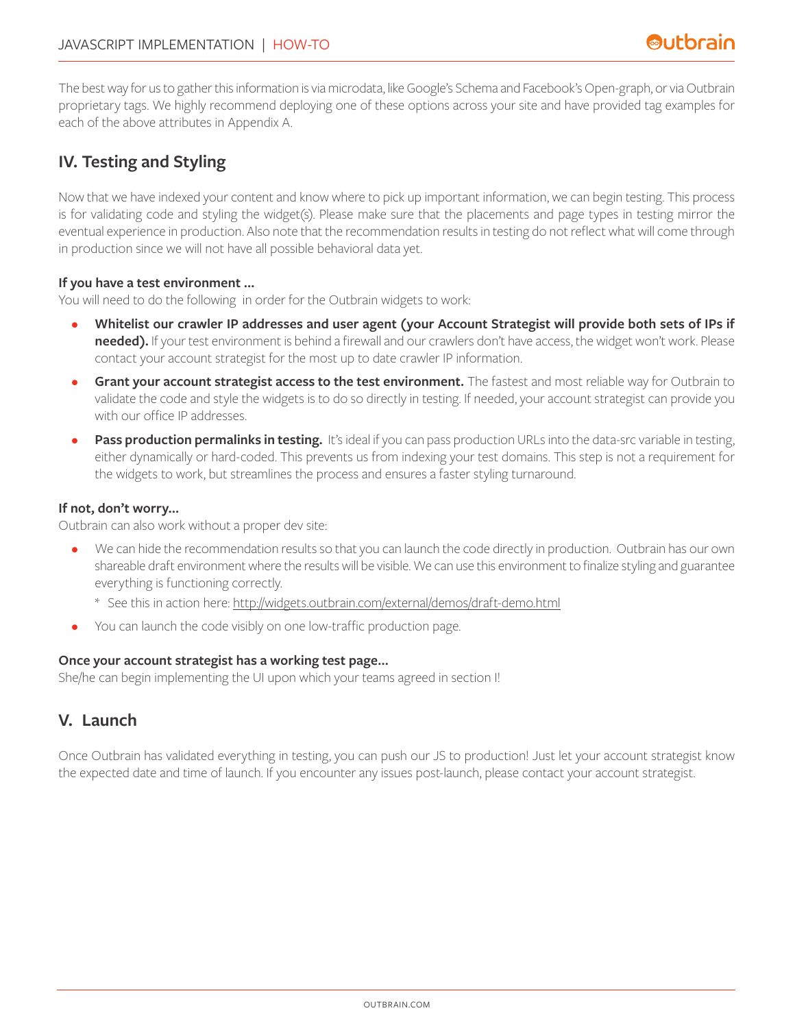The best way for us to gather this information is via microdata, like Google's Schema and Facebook's Open-graph, or via Outbrain proprietary tags. We highly recommend deploying one of these options across your site and have provided tag examples for each of the above attributes in Appendix A.

## IV. Testing and Styling

Now that we have indexed your content and know where to pick up important information, we can begin testing. This process is for validating code and styling the widget(s). Please make sure that the placements and page types in testing mirror the eventual experience in production. Also note that the recommendation results in testing do not reflect what will come through in production since we will not have all possible behavioral data yet.

**If you have a test environment ...**
You will need to do the following in order for the Outbrain widgets to work:

- **Whitelist our crawler IP addresses and user agent (your Account Strategist will provide both sets of IPs if needed).** If your test environment is behind a firewall and our crawlers don't have access, the widget won't work. Please contact your account strategist for the most up to date crawler IP information.
- **Grant your account strategist access to the test environment.** The fastest and most reliable way for Outbrain to validate the code and style the widgets is to do so directly in testing. If needed, your account strategist can provide you with our office IP addresses.
- **Pass production permalinks in testing.** It's ideal if you can pass production URLs into the data-src variable in testing, either dynamically or hard-coded. This prevents us from indexing your test domains. This step is not a requirement for the widgets to work, but streamlines the process and ensures a faster styling turnaround.

**If not, don't worry...**
Outbrain can also work without a proper dev site:

- We can hide the recommendation results so that you can launch the code directly in production. Outbrain has our own shareable draft environment where the results will be visible. We can use this environment to finalize styling and guarantee everything is functioning correctly.
  * See this in action here: http://widgets.outbrain.com/external/demos/draft-demo.html
- You can launch the code visibly on one low-traffic production page.

**Once your account strategist has a working test page...**
She/he can begin implementing the UI upon which your teams agreed in section I!

## V. Launch

Once Outbrain has validated everything in testing, you can push our JS to production! Just let your account strategist know the expected date and time of launch. If you encounter any issues post-launch, please contact your account strategist.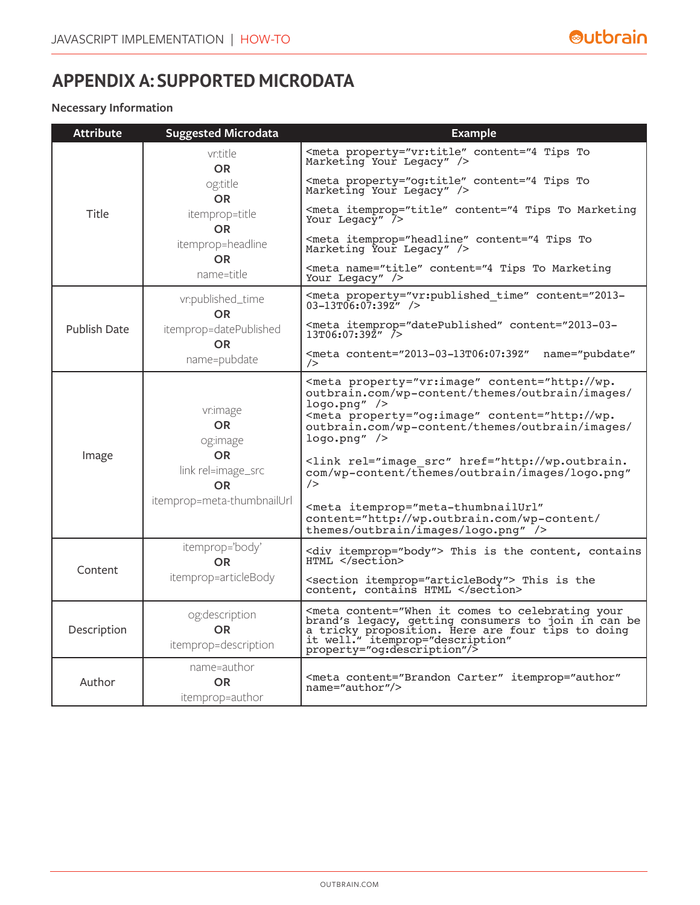# APPENDIX A: SUPPORTED MICRODATA

**Necessary Information**

| Attribute | Suggested Microdata | Example |
|---|---|---|
| Title | vr:title **OR** og:title **OR** itemprop=title **OR** itemprop=headline **OR** name=title | `<meta property="vr:title" content="4 Tips To Marketing Your Legacy" />` `<meta property="og:title" content="4 Tips To Marketing Your Legacy" />` `<meta itemprop="title" content="4 Tips To Marketing Your Legacy" />` `<meta itemprop="headline" content="4 Tips To Marketing Your Legacy" />` `<meta name="title" content="4 Tips To Marketing Your Legacy" />` |
| Publish Date | vr:published_time **OR** itemprop=datePublished **OR** name=pubdate | `<meta property="vr:published_time" content="2013-03-13T06:07:39Z" />` `<meta itemprop="datePublished" content="2013-03-13T06:07:39Z" />` `<meta content="2013-03-13T06:07:39Z" name="pubdate" />` |
| Image | vr:image **OR** og:image **OR** link rel=image_src **OR** itemprop=meta-thumbnailUrl | `<meta property="vr:image" content="http://wp.outbrain.com/wp-content/themes/outbrain/images/logo.png" />` `<meta property="og:image" content="http://wp.outbrain.com/wp-content/themes/outbrain/images/logo.png" />` `<link rel="image_src" href="http://wp.outbrain.com/wp-content/themes/outbrain/images/logo.png" />` `<meta itemprop="meta-thumbnailUrl" content="http://wp.outbrain.com/wp-content/themes/outbrain/images/logo.png" />` |
| Content | itemprop='body' **OR** itemprop=articleBody | `<div itemprop="body"> This is the content, contains HTML </section>` `<section itemprop="articleBody"> This is the content, contains HTML </section>` |
| Description | og:description **OR** itemprop=description | `<meta content="When it comes to celebrating your brand's legacy, getting consumers to join in can be a tricky proposition. Here are four tips to doing it well." itemprop="description" property="og:description"/>` |
| Author | name=author **OR** itemprop=author | `<meta content="Brandon Carter" itemprop="author" name="author"/>` |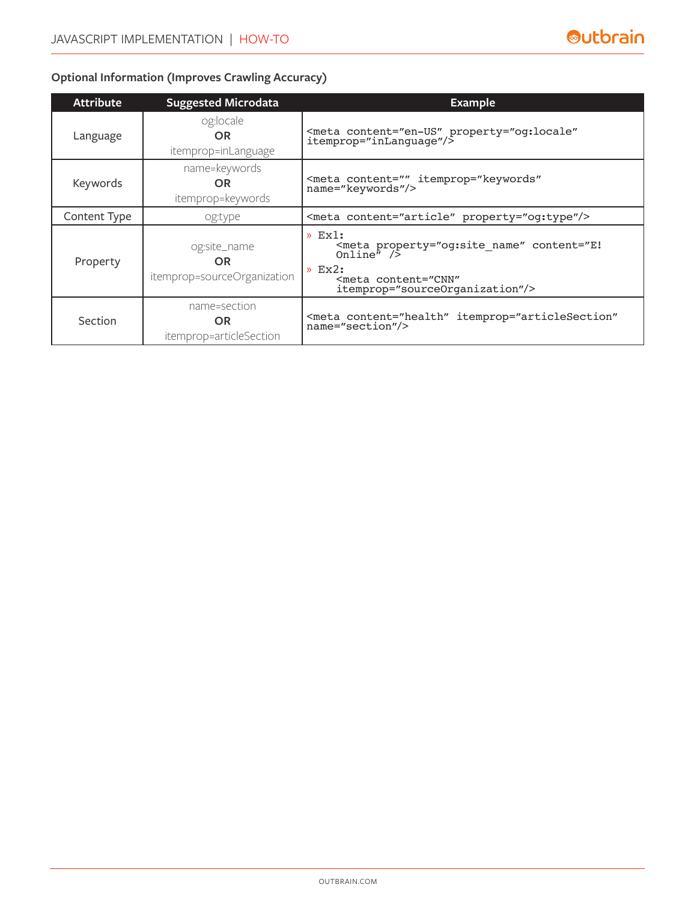### Optional Information (Improves Crawling Accuracy)

| Attribute | Suggested Microdata | Example |
|---|---|---|
| Language | og:locale **OR** itemprop=inLanguage | `<meta content="en-US" property="og:locale" itemprop="inLanguage"/>` |
| Keywords | name=keywords **OR** itemprop=keywords | `<meta content="" itemprop="keywords" name="keywords"/>` |
| Content Type | og:type | `<meta content="article" property="og:type"/>` |
| Property | og:site_name **OR** itemprop=sourceOrganization | » Ex1: `<meta property="og:site_name" content="E! Online" />` » Ex2: `<meta content="CNN" itemprop="sourceOrganization"/>` |
| Section | name=section **OR** itemprop=articleSection | `<meta content="health" itemprop="articleSection" name="section"/>` |